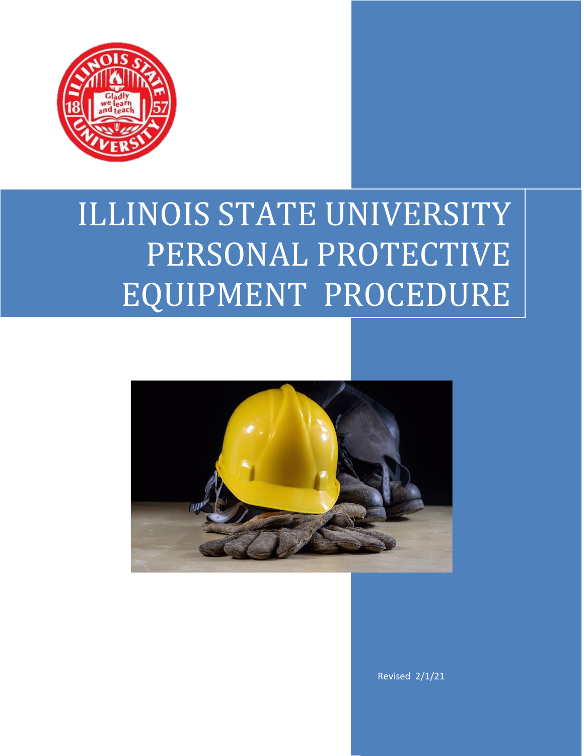# ILLINOIS STATE UNIVERSITY PERSONAL PROTECTIVE EQUIPMENT PROCEDURE

Revised 2/1/21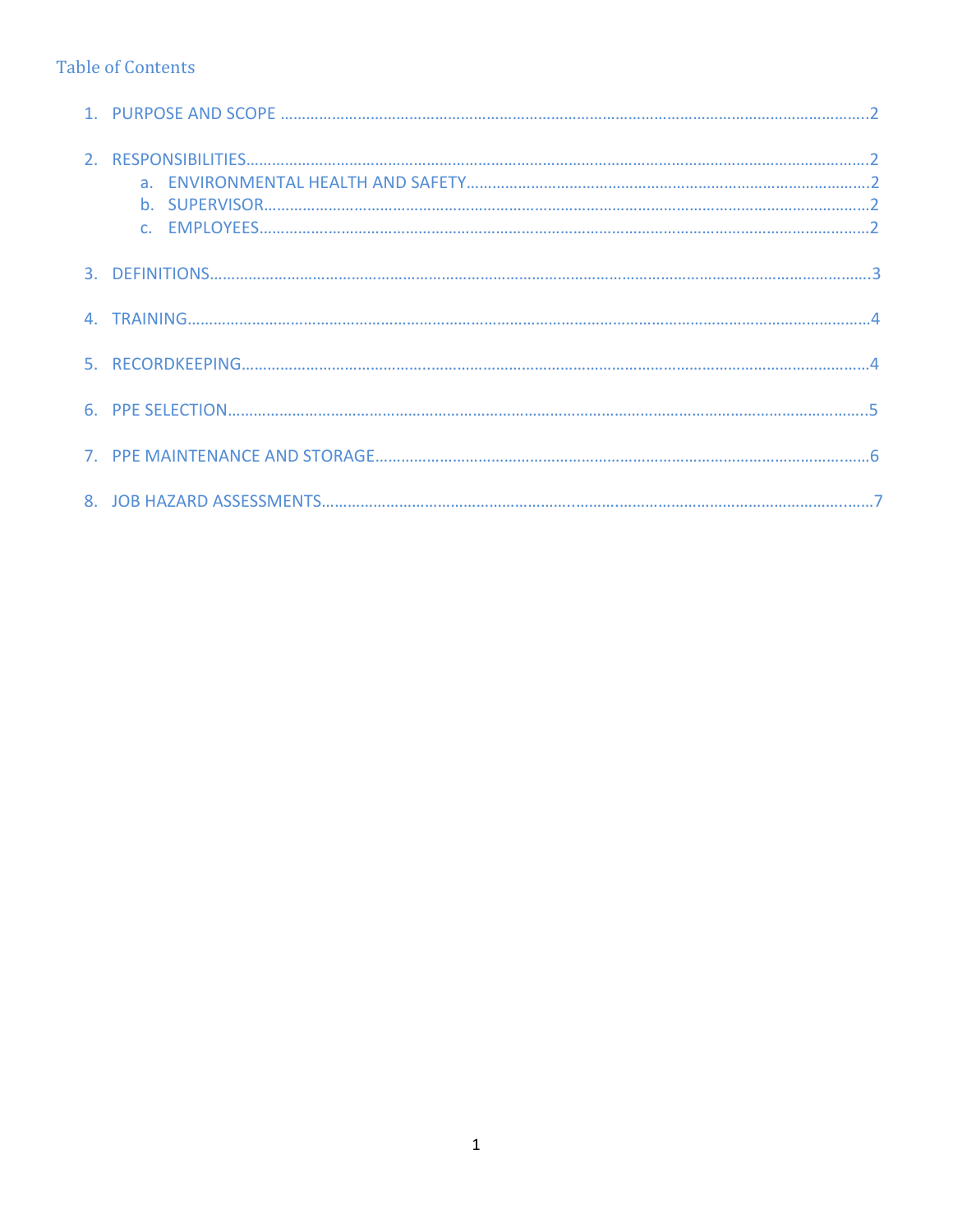# Table of Contents

1. PURPOSE AND SCOPE .......................................................................................................................................2

2. RESPONSIBILITIES................................................................................................................................................2
   a. ENVIRONMENTAL HEALTH AND SAFETY.............................................................................................2
   b. SUPERVISOR.......................................................................................................................................................2
   c. EMPLOYEES..........................................................................................................................................................2

3. DEFINITIONS........................................................................................................................................................3

4. TRAINING...............................................................................................................................................................4

5. RECORDKEEPING..................................................................................................................................................4

6. PPE SELECTION.....................................................................................................................................................5

7. PPE MAINTENANCE AND STORAGE..................................................................................................................6

8. JOB HAZARD ASSESSMENTS..............................................................................................................................7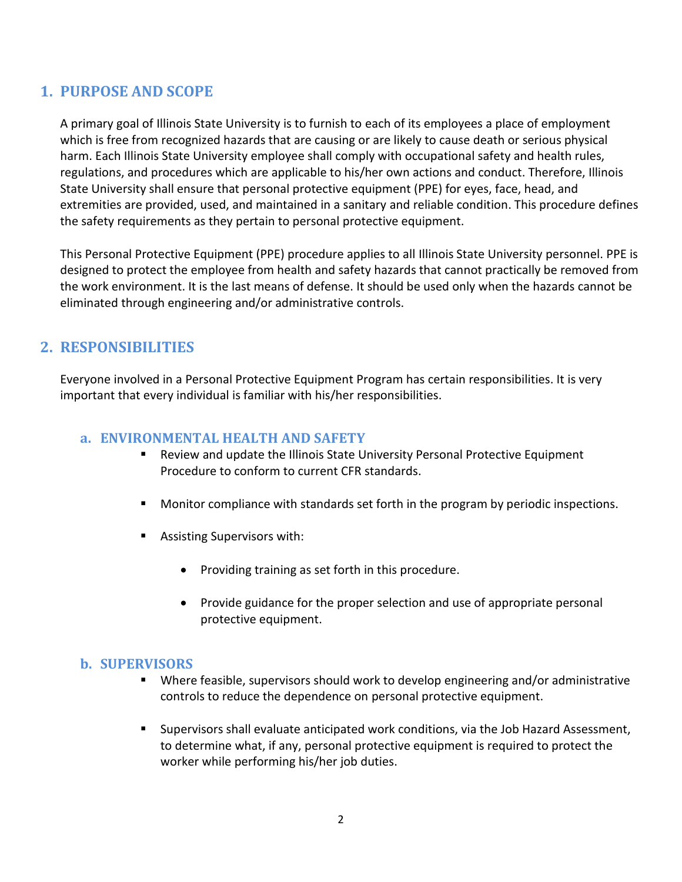## 1. PURPOSE AND SCOPE

A primary goal of Illinois State University is to furnish to each of its employees a place of employment which is free from recognized hazards that are causing or are likely to cause death or serious physical harm. Each Illinois State University employee shall comply with occupational safety and health rules, regulations, and procedures which are applicable to his/her own actions and conduct. Therefore, Illinois State University shall ensure that personal protective equipment (PPE) for eyes, face, head, and extremities are provided, used, and maintained in a sanitary and reliable condition. This procedure defines the safety requirements as they pertain to personal protective equipment.

This Personal Protective Equipment (PPE) procedure applies to all Illinois State University personnel. PPE is designed to protect the employee from health and safety hazards that cannot practically be removed from the work environment. It is the last means of defense. It should be used only when the hazards cannot be eliminated through engineering and/or administrative controls.

## 2. RESPONSIBILITIES

Everyone involved in a Personal Protective Equipment Program has certain responsibilities. It is very important that every individual is familiar with his/her responsibilities.

### a. ENVIRONMENTAL HEALTH AND SAFETY

- Review and update the Illinois State University Personal Protective Equipment Procedure to conform to current CFR standards.
- Monitor compliance with standards set forth in the program by periodic inspections.
- Assisting Supervisors with:
  - Providing training as set forth in this procedure.
  - Provide guidance for the proper selection and use of appropriate personal protective equipment.

### b. SUPERVISORS

- Where feasible, supervisors should work to develop engineering and/or administrative controls to reduce the dependence on personal protective equipment.
- Supervisors shall evaluate anticipated work conditions, via the Job Hazard Assessment, to determine what, if any, personal protective equipment is required to protect the worker while performing his/her job duties.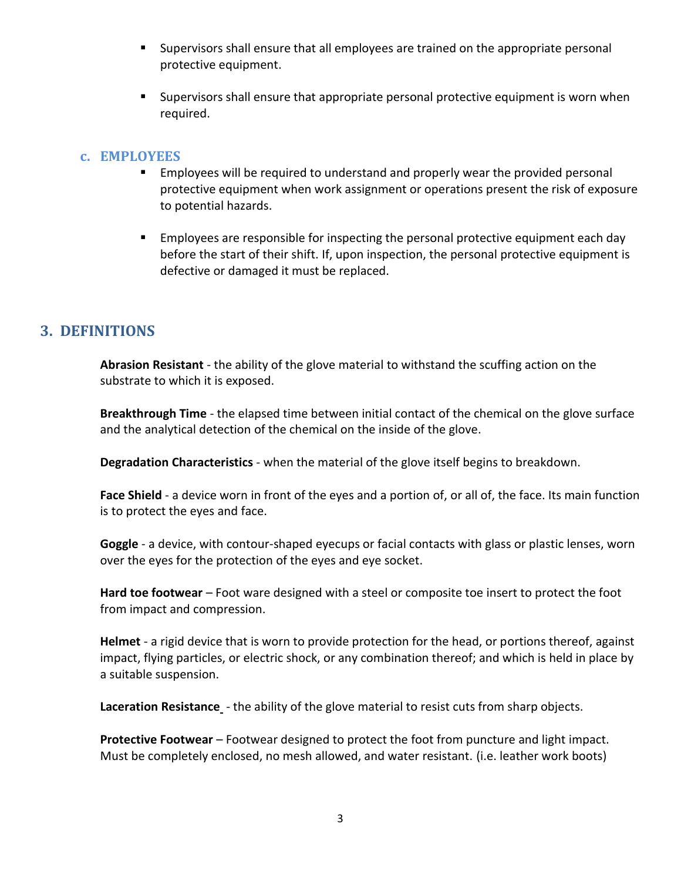- Supervisors shall ensure that all employees are trained on the appropriate personal protective equipment.

- Supervisors shall ensure that appropriate personal protective equipment is worn when required.

### c. EMPLOYEES

- Employees will be required to understand and properly wear the provided personal protective equipment when work assignment or operations present the risk of exposure to potential hazards.

- Employees are responsible for inspecting the personal protective equipment each day before the start of their shift. If, upon inspection, the personal protective equipment is defective or damaged it must be replaced.

## 3. DEFINITIONS

**Abrasion Resistant** - the ability of the glove material to withstand the scuffing action on the substrate to which it is exposed.

**Breakthrough Time** - the elapsed time between initial contact of the chemical on the glove surface and the analytical detection of the chemical on the inside of the glove.

**Degradation Characteristics** - when the material of the glove itself begins to breakdown.

**Face Shield** - a device worn in front of the eyes and a portion of, or all of, the face. Its main function is to protect the eyes and face.

**Goggle** - a device, with contour-shaped eyecups or facial contacts with glass or plastic lenses, worn over the eyes for the protection of the eyes and eye socket.

**Hard toe footwear** – Foot ware designed with a steel or composite toe insert to protect the foot from impact and compression.

**Helmet** - a rigid device that is worn to provide protection for the head, or portions thereof, against impact, flying particles, or electric shock, or any combination thereof; and which is held in place by a suitable suspension.

**Laceration Resistance** - the ability of the glove material to resist cuts from sharp objects.

**Protective Footwear** – Footwear designed to protect the foot from puncture and light impact. Must be completely enclosed, no mesh allowed, and water resistant. (i.e. leather work boots)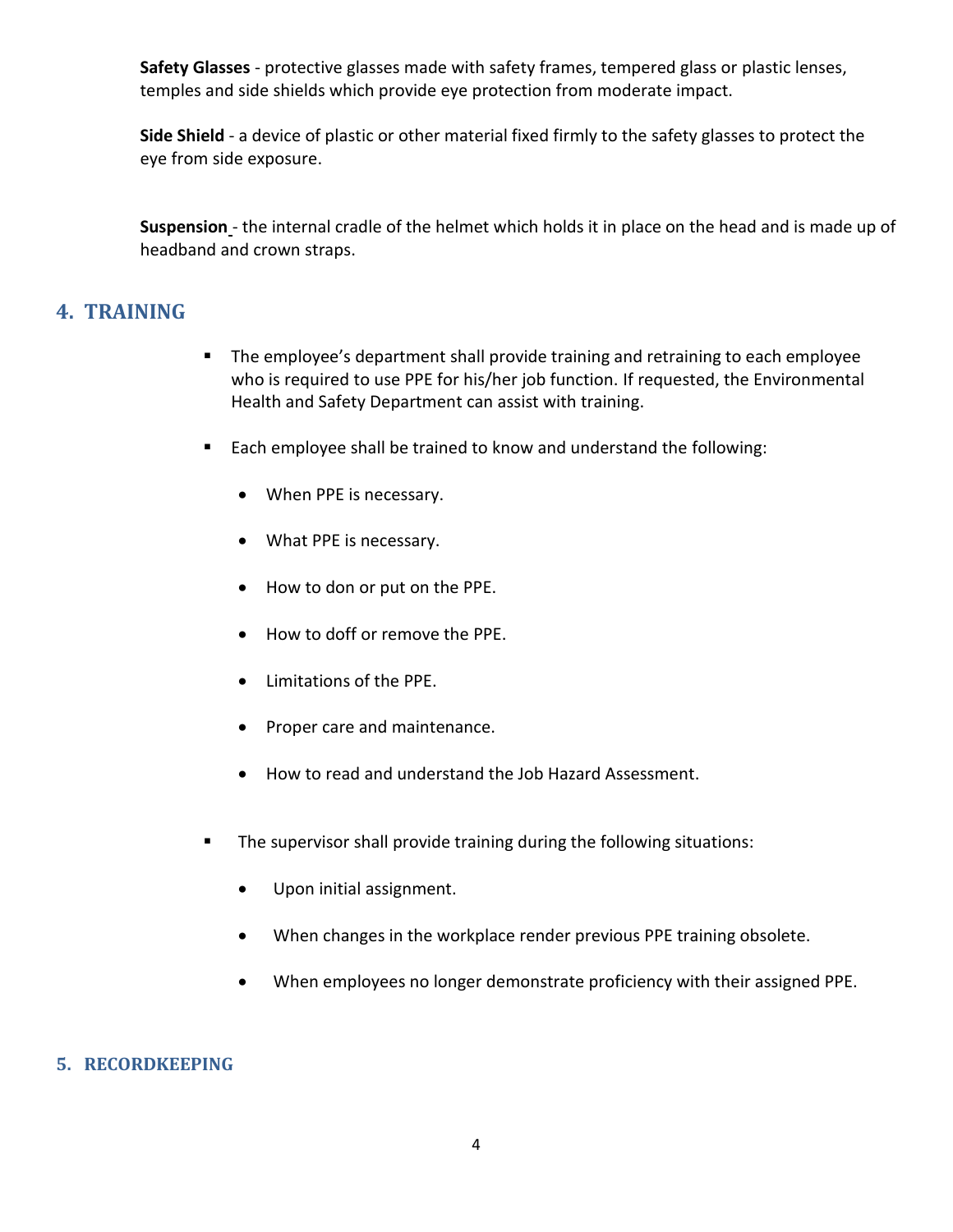**Safety Glasses** - protective glasses made with safety frames, tempered glass or plastic lenses, temples and side shields which provide eye protection from moderate impact.

**Side Shield** - a device of plastic or other material fixed firmly to the safety glasses to protect the eye from side exposure.

**Suspension** - the internal cradle of the helmet which holds it in place on the head and is made up of headband and crown straps.

## 4. TRAINING

- The employee's department shall provide training and retraining to each employee who is required to use PPE for his/her job function. If requested, the Environmental Health and Safety Department can assist with training.
- Each employee shall be trained to know and understand the following:
  - When PPE is necessary.
  - What PPE is necessary.
  - How to don or put on the PPE.
  - How to doff or remove the PPE.
  - Limitations of the PPE.
  - Proper care and maintenance.
  - How to read and understand the Job Hazard Assessment.
- The supervisor shall provide training during the following situations:
  - Upon initial assignment.
  - When changes in the workplace render previous PPE training obsolete.
  - When employees no longer demonstrate proficiency with their assigned PPE.

## 5. RECORDKEEPING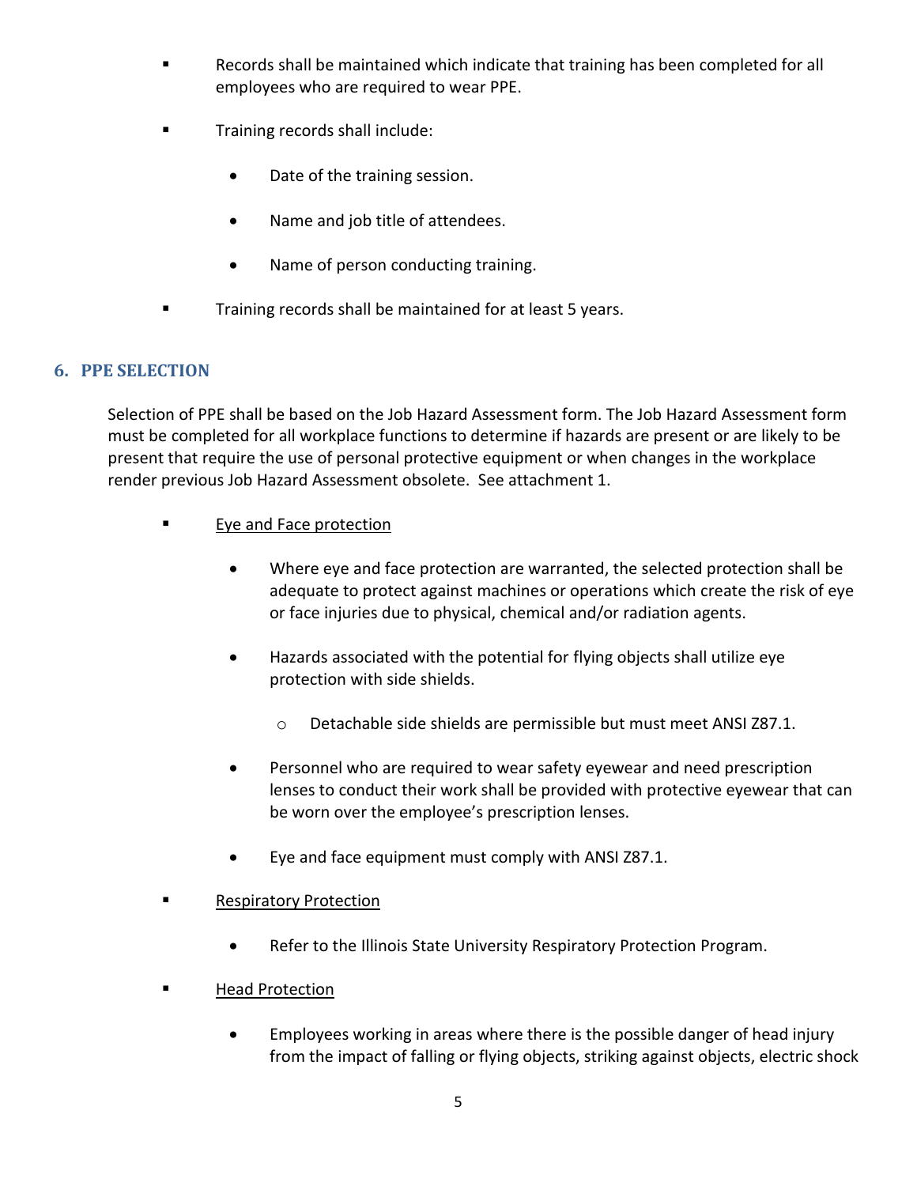- Records shall be maintained which indicate that training has been completed for all employees who are required to wear PPE.
- Training records shall include:
  - Date of the training session.
  - Name and job title of attendees.
  - Name of person conducting training.
- Training records shall be maintained for at least 5 years.

## 6. PPE SELECTION

Selection of PPE shall be based on the Job Hazard Assessment form. The Job Hazard Assessment form must be completed for all workplace functions to determine if hazards are present or are likely to be present that require the use of personal protective equipment or when changes in the workplace render previous Job Hazard Assessment obsolete. See attachment 1.

- <u>Eye and Face protection</u>
  - Where eye and face protection are warranted, the selected protection shall be adequate to protect against machines or operations which create the risk of eye or face injuries due to physical, chemical and/or radiation agents.
  - Hazards associated with the potential for flying objects shall utilize eye protection with side shields.
    - Detachable side shields are permissible but must meet ANSI Z87.1.
  - Personnel who are required to wear safety eyewear and need prescription lenses to conduct their work shall be provided with protective eyewear that can be worn over the employee's prescription lenses.
  - Eye and face equipment must comply with ANSI Z87.1.
- <u>Respiratory Protection</u>
  - Refer to the Illinois State University Respiratory Protection Program.
- <u>Head Protection</u>
  - Employees working in areas where there is the possible danger of head injury from the impact of falling or flying objects, striking against objects, electric shock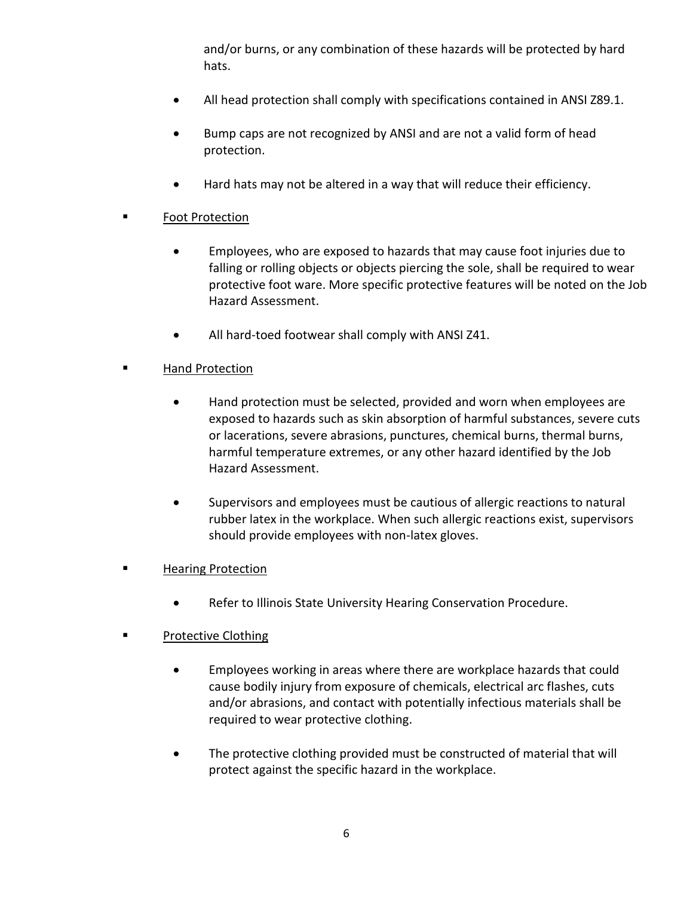and/or burns, or any combination of these hazards will be protected by hard hats.

- All head protection shall comply with specifications contained in ANSI Z89.1.
- Bump caps are not recognized by ANSI and are not a valid form of head protection.
- Hard hats may not be altered in a way that will reduce their efficiency.

▪ <u>Foot Protection</u>

- Employees, who are exposed to hazards that may cause foot injuries due to falling or rolling objects or objects piercing the sole, shall be required to wear protective foot ware. More specific protective features will be noted on the Job Hazard Assessment.
- All hard-toed footwear shall comply with ANSI Z41.

▪ <u>Hand Protection</u>

- Hand protection must be selected, provided and worn when employees are exposed to hazards such as skin absorption of harmful substances, severe cuts or lacerations, severe abrasions, punctures, chemical burns, thermal burns, harmful temperature extremes, or any other hazard identified by the Job Hazard Assessment.
- Supervisors and employees must be cautious of allergic reactions to natural rubber latex in the workplace. When such allergic reactions exist, supervisors should provide employees with non-latex gloves.

▪ <u>Hearing Protection</u>

- Refer to Illinois State University Hearing Conservation Procedure.

▪ <u>Protective Clothing</u>

- Employees working in areas where there are workplace hazards that could cause bodily injury from exposure of chemicals, electrical arc flashes, cuts and/or abrasions, and contact with potentially infectious materials shall be required to wear protective clothing.
- The protective clothing provided must be constructed of material that will protect against the specific hazard in the workplace.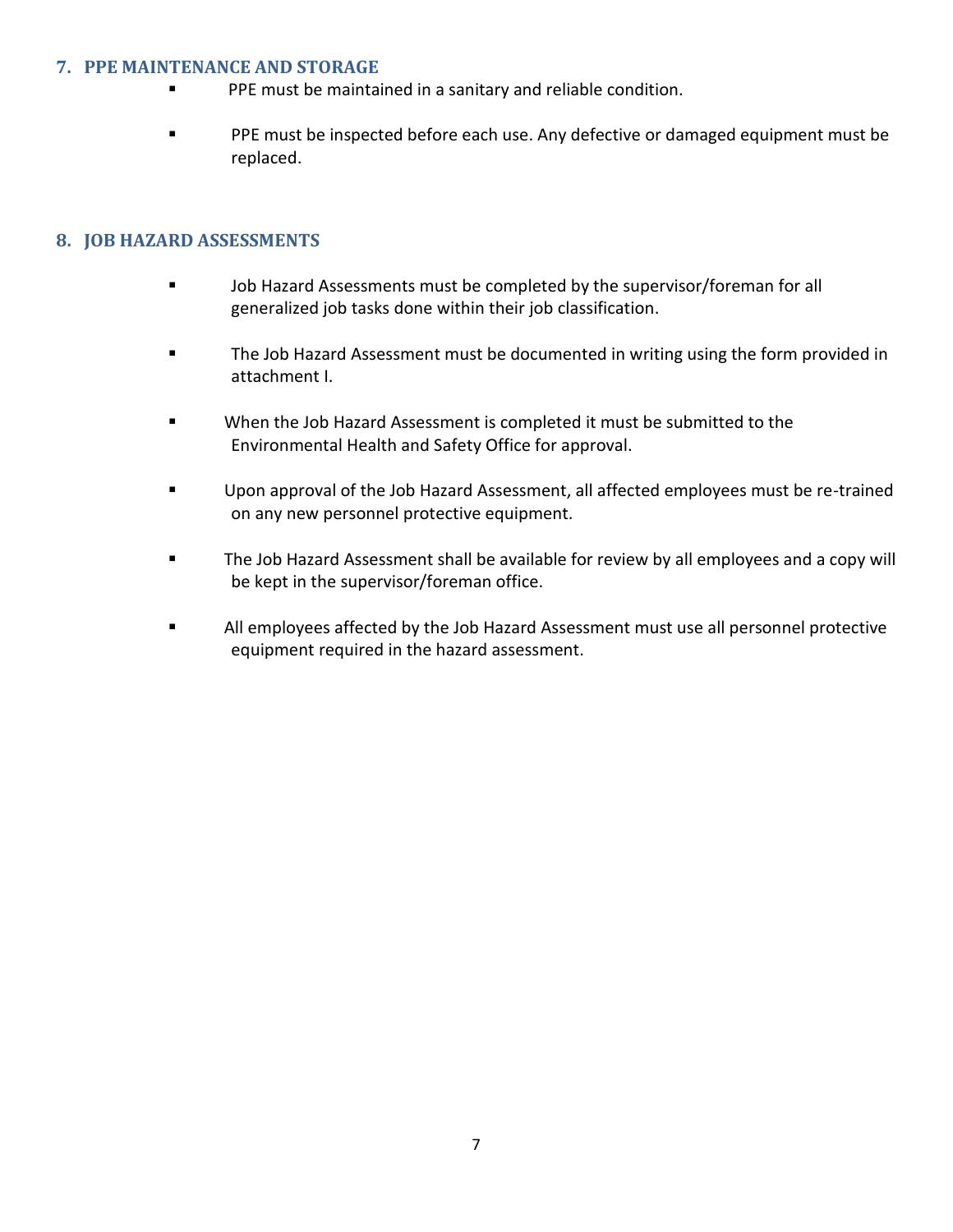## 7. PPE MAINTENANCE AND STORAGE

- PPE must be maintained in a sanitary and reliable condition.
- PPE must be inspected before each use. Any defective or damaged equipment must be replaced.

## 8. JOB HAZARD ASSESSMENTS

- Job Hazard Assessments must be completed by the supervisor/foreman for all generalized job tasks done within their job classification.
- The Job Hazard Assessment must be documented in writing using the form provided in attachment I.
- When the Job Hazard Assessment is completed it must be submitted to the Environmental Health and Safety Office for approval.
- Upon approval of the Job Hazard Assessment, all affected employees must be re-trained on any new personnel protective equipment.
- The Job Hazard Assessment shall be available for review by all employees and a copy will be kept in the supervisor/foreman office.
- All employees affected by the Job Hazard Assessment must use all personnel protective equipment required in the hazard assessment.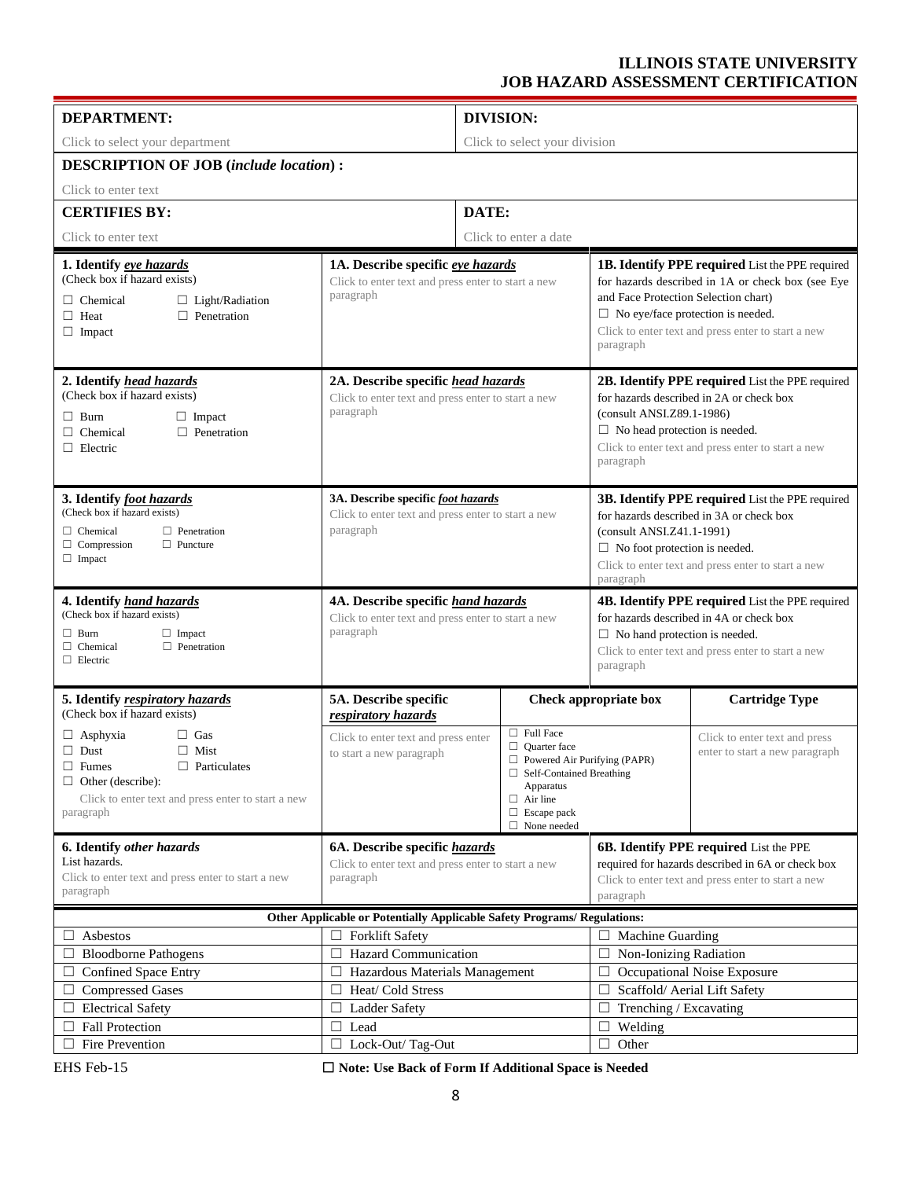# ILLINOIS STATE UNIVERSITY
# JOB HAZARD ASSESSMENT CERTIFICATION

| | |
|---|---|
| **DEPARTMENT:** | **DIVISION:** |
| Click to select your department | Click to select your division |
| **DESCRIPTION OF JOB (*include location*) :** | |
| Click to enter text | |
| **CERTIFIES BY:** | **DATE:** |
| Click to enter text | Click to enter a date |

| | | |
|---|---|---|
| **1. Identify *eye hazards*** (Check box if hazard exists) ☐ Chemical ☐ Light/Radiation ☐ Heat ☐ Penetration ☐ Impact | **1A. Describe specific *eye hazards*** Click to enter text and press enter to start a new paragraph | **1B. Identify PPE required** List the PPE required for hazards described in 1A or check box (see Eye and Face Protection Selection chart) ☐ No eye/face protection is needed. Click to enter text and press enter to start a new paragraph |
| **2. Identify *head hazards*** (Check box if hazard exists) ☐ Burn ☐ Impact ☐ Chemical ☐ Penetration ☐ Electric | **2A. Describe specific *head hazards*** Click to enter text and press enter to start a new paragraph | **2B. Identify PPE required** List the PPE required for hazards described in 2A or check box (consult ANSI.Z89.1-1986) ☐ No head protection is needed. Click to enter text and press enter to start a new paragraph |
| **3. Identify *foot hazards*** (Check box if hazard exists) ☐ Chemical ☐ Penetration ☐ Compression ☐ Puncture ☐ Impact | **3A. Describe specific *foot hazards*** Click to enter text and press enter to start a new paragraph | **3B. Identify PPE required** List the PPE required for hazards described in 3A or check box (consult ANSI.Z41.1-1991) ☐ No foot protection is needed. Click to enter text and press enter to start a new paragraph |
| **4. Identify *hand hazards*** (Check box if hazard exists) ☐ Burn ☐ Impact ☐ Chemical ☐ Penetration ☐ Electric | **4A. Describe specific *hand hazards*** Click to enter text and press enter to start a new paragraph | **4B. Identify PPE required** List the PPE required for hazards described in 4A or check box ☐ No hand protection is needed. Click to enter text and press enter to start a new paragraph |

| | | | |
|---|---|---|---|
| **5. Identify *respiratory hazards*** (Check box if hazard exists) | **5A. Describe specific *respiratory hazards*** | **Check appropriate box** | **Cartridge Type** |
| ☐ Asphyxia ☐ Gas ☐ Dust ☐ Mist ☐ Fumes ☐ Particulates ☐ Other (describe): Click to enter text and press enter to start a new paragraph | Click to enter text and press enter to start a new paragraph | ☐ Full Face ☐ Quarter face ☐ Powered Air Purifying (PAPR) ☐ Self-Contained Breathing Apparatus ☐ Air line ☐ Escape pack ☐ None needed | Click to enter text and press enter to start a new paragraph |

| | | |
|---|---|---|
| **6. Identify *other hazards*** List hazards. Click to enter text and press enter to start a new paragraph | **6A. Describe specific *hazards*** Click to enter text and press enter to start a new paragraph | **6B. Identify PPE required** List the PPE required for hazards described in 6A or check box Click to enter text and press enter to start a new paragraph |

**Other Applicable or Potentially Applicable Safety Programs/ Regulations:**

| | | |
|---|---|---|
| ☐ Asbestos | ☐ Forklift Safety | ☐ Machine Guarding |
| ☐ Bloodborne Pathogens | ☐ Hazard Communication | ☐ Non-Ionizing Radiation |
| ☐ Confined Space Entry | ☐ Hazardous Materials Management | ☐ Occupational Noise Exposure |
| ☐ Compressed Gases | ☐ Heat/ Cold Stress | ☐ Scaffold/ Aerial Lift Safety |
| ☐ Electrical Safety | ☐ Ladder Safety | ☐ Trenching / Excavating |
| ☐ Fall Protection | ☐ Lead | ☐ Welding |
| ☐ Fire Prevention | ☐ Lock-Out/ Tag-Out | ☐ Other |

EHS Feb-15

☐ **Note: Use Back of Form If Additional Space is Needed**